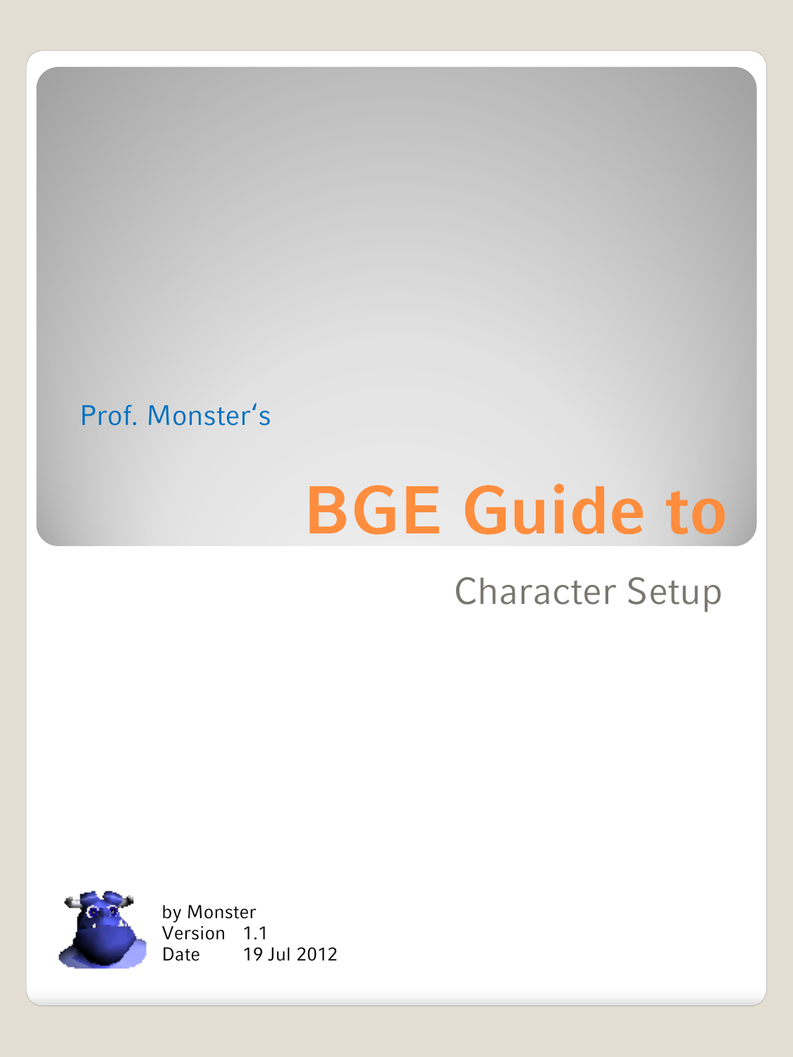Prof. Monster‘s

# BGE Guide to

## Character Setup

by Monster
Version 1.1
Date 19 Jul 2012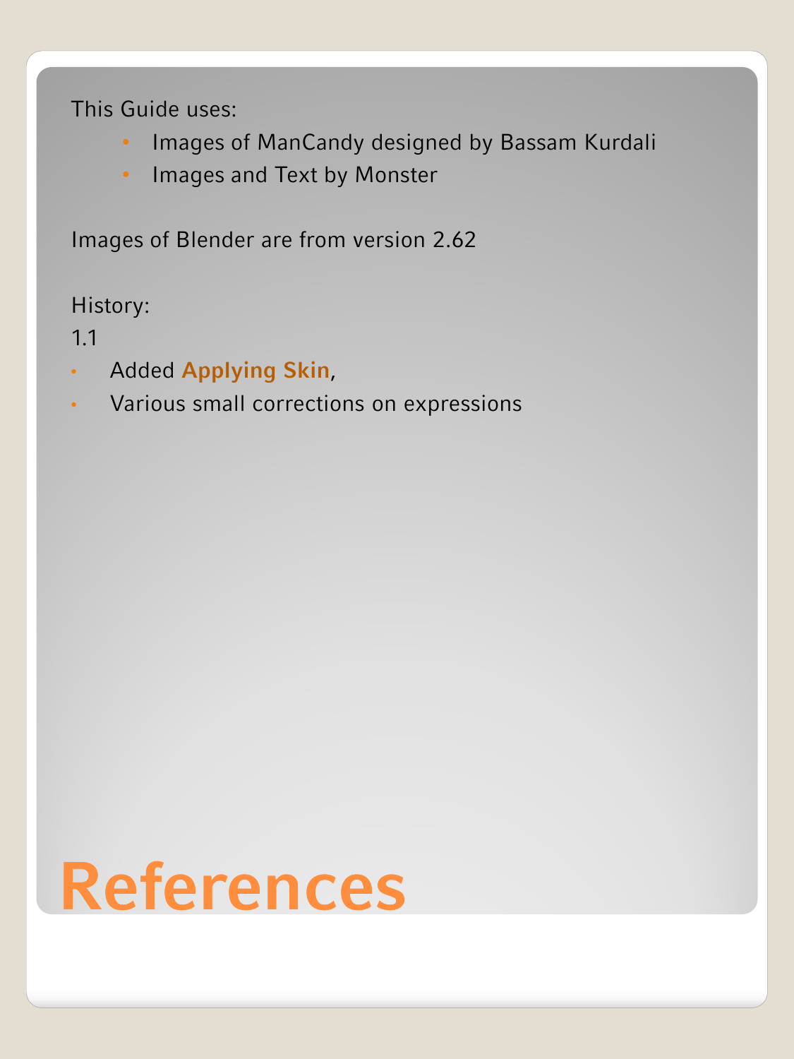# References

This Guide uses:

- Images of ManCandy designed by Bassam Kurdali
- Images and Text by Monster

Images of Blender are from version 2.62

History:

1.1

- Added **Applying Skin**,
- Various small corrections on expressions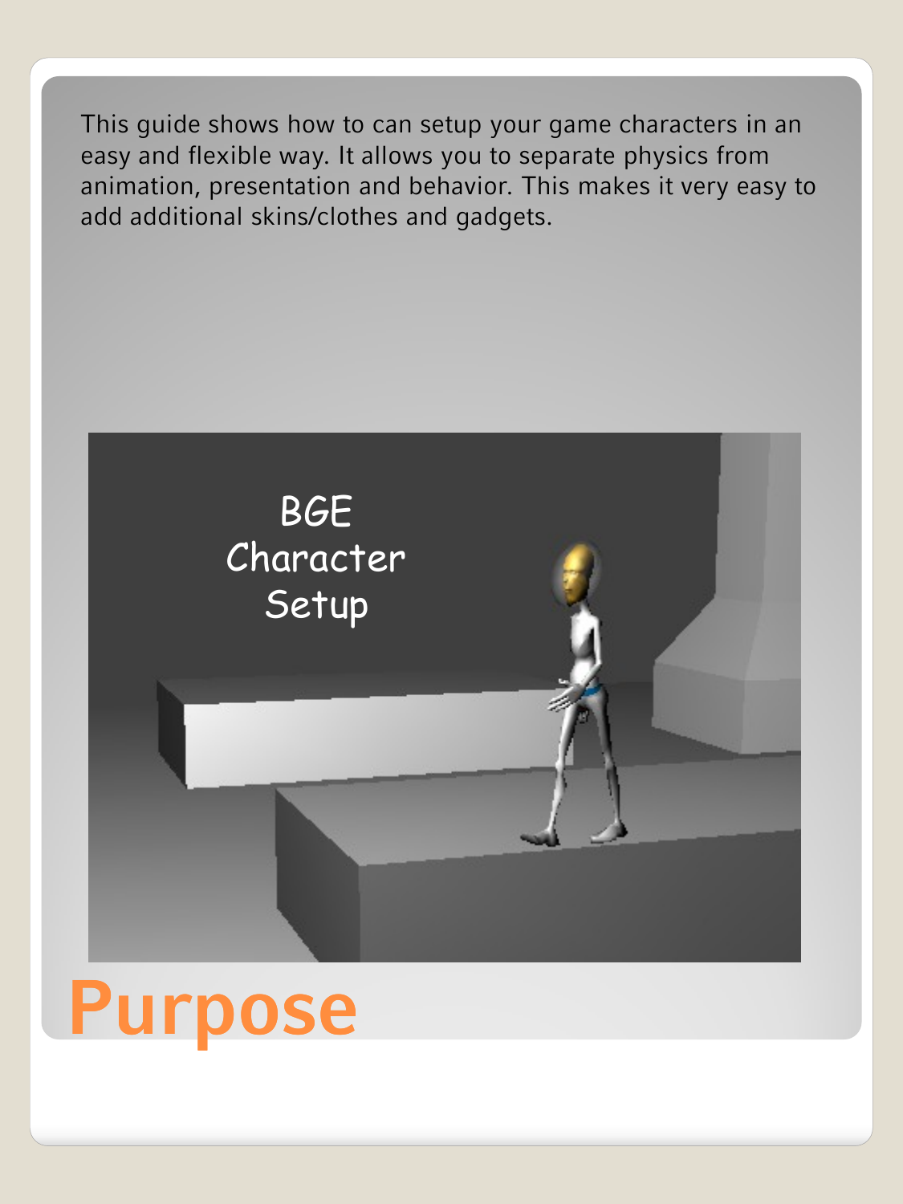# Purpose

This guide shows how to can setup your game characters in an easy and flexible way. It allows you to separate physics from animation, presentation and behavior. This makes it very easy to add additional skins/clothes and gadgets.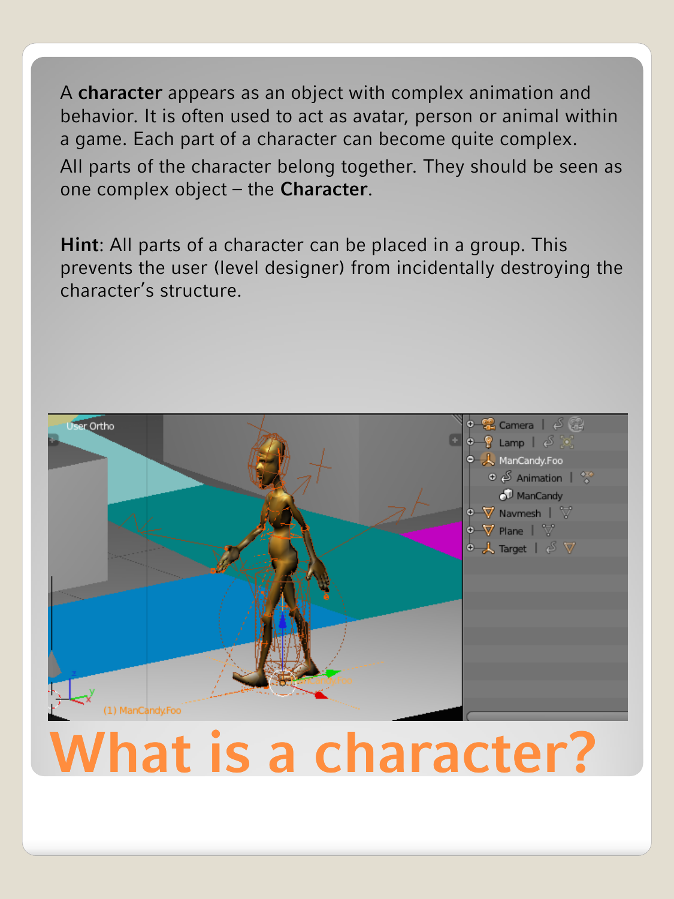# What is a character?

A **character** appears as an object with complex animation and behavior. It is often used to act as avatar, person or animal within a game. Each part of a character can become quite complex.

All parts of the character belong together. They should be seen as one complex object – the **Character**.

**Hint**: All parts of a character can be placed in a group. This prevents the user (level designer) from incidentally destroying the character's structure.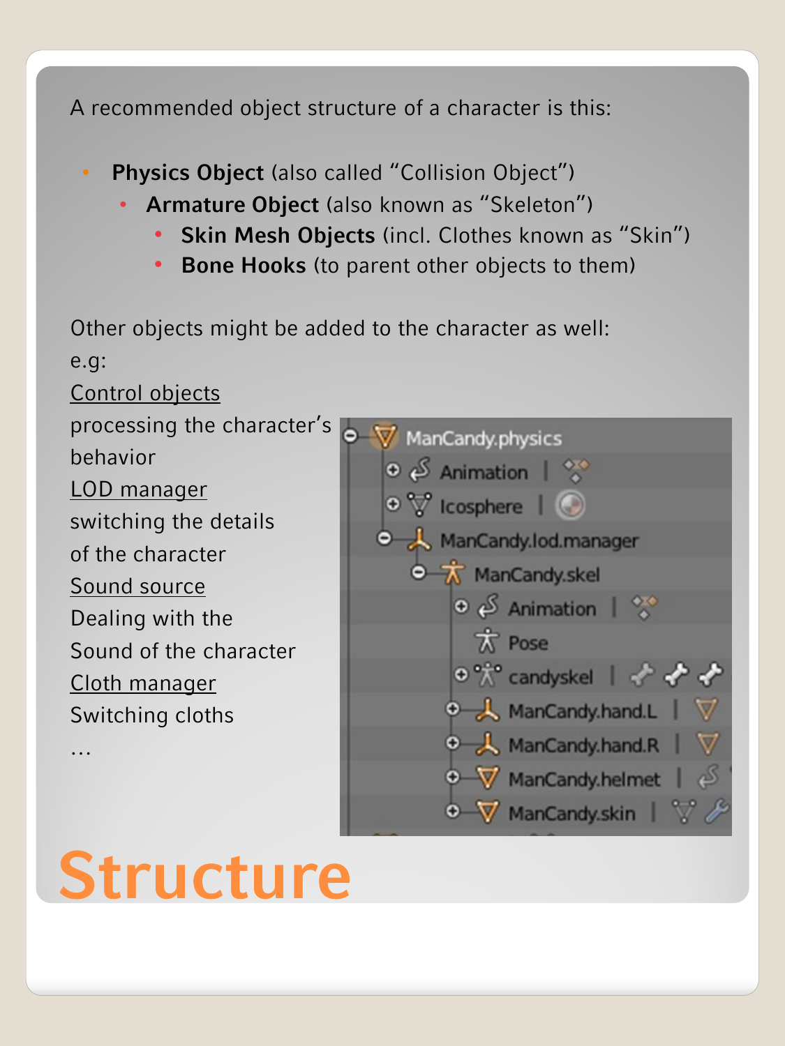# Structure

A recommended object structure of a character is this:

- **Physics Object** (also called “Collision Object”)
  - **Armature Object** (also known as “Skeleton”)
    - **Skin Mesh Objects** (incl. Clothes known as “Skin”)
    - **Bone Hooks** (to parent other objects to them)

Other objects might be added to the character as well:

e.g:

Control objects
processing the character’s behavior

LOD manager
switching the details of the character

Sound source
Dealing with the Sound of the character

Cloth manager
Switching cloths

…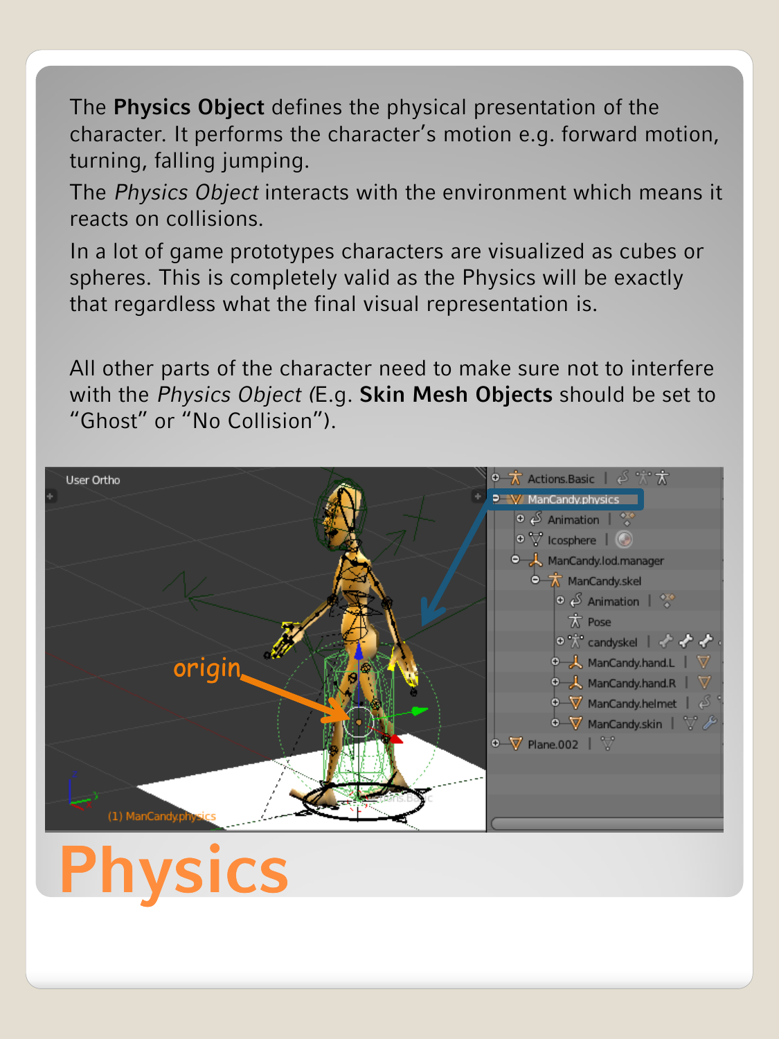# Physics

The **Physics Object** defines the physical presentation of the character. It performs the character's motion e.g. forward motion, turning, falling jumping.

The *Physics Object* interacts with the environment which means it reacts on collisions.

In a lot of game prototypes characters are visualized as cubes or spheres. This is completely valid as the Physics will be exactly that regardless what the final visual representation is.

All other parts of the character need to make sure not to interfere with the *Physics Object* (E.g. **Skin Mesh Objects** should be set to "Ghost" or "No Collision").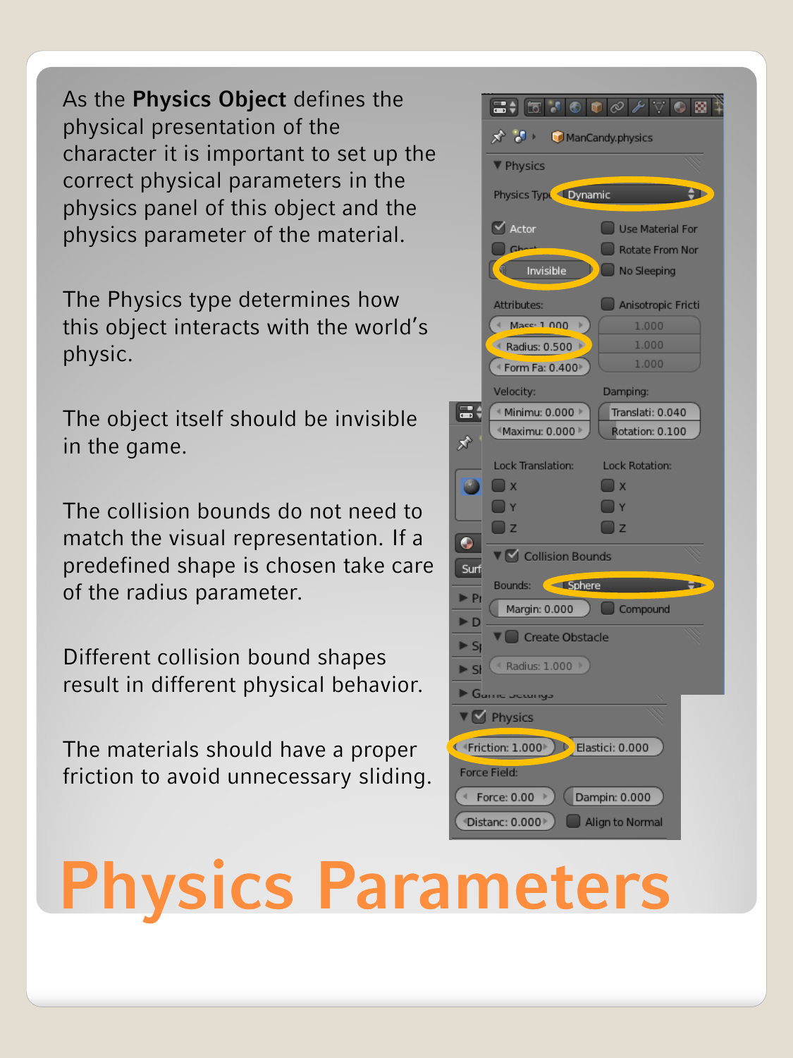# Physics Parameters

As the **Physics Object** defines the physical presentation of the character it is important to set up the correct physical parameters in the physics panel of this object and the physics parameter of the material.

The Physics type determines how this object interacts with the world's physic.

The object itself should be invisible in the game.

The collision bounds do not need to match the visual representation. If a predefined shape is chosen take care of the radius parameter.

Different collision bound shapes result in different physical behavior.

The materials should have a proper friction to avoid unnecessary sliding.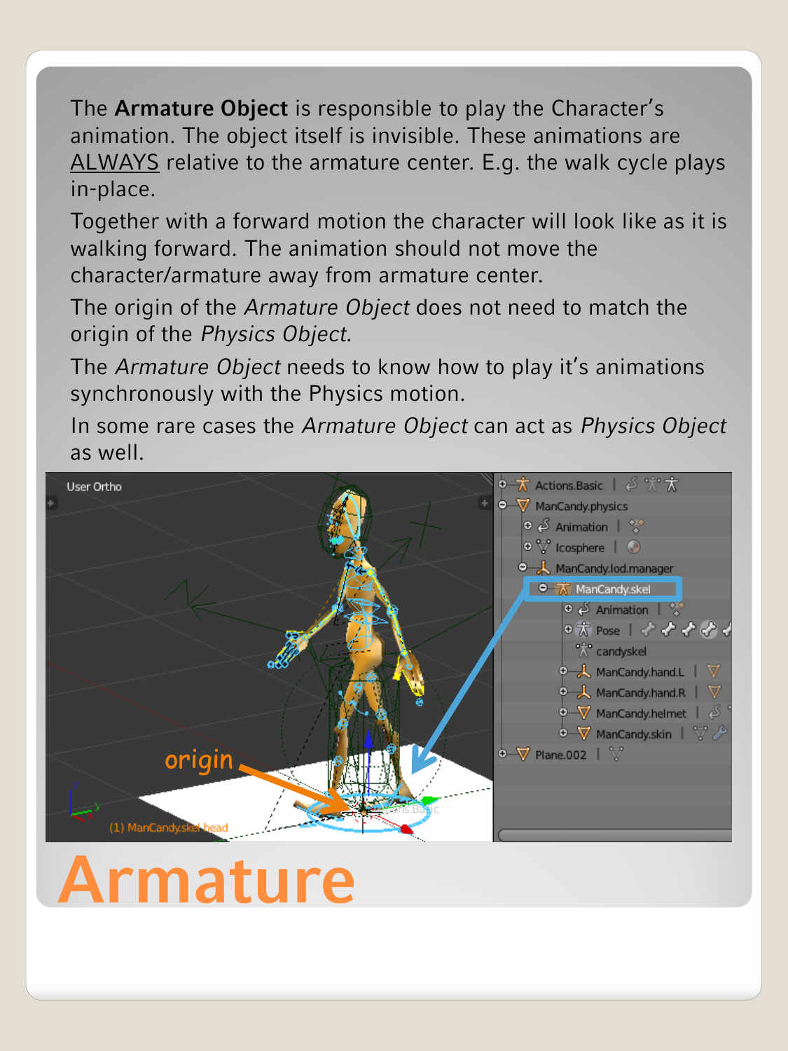The **Armature Object** is responsible to play the Character's animation. The object itself is invisible. These animations are ALWAYS relative to the armature center. E.g. the walk cycle plays in-place.

Together with a forward motion the character will look like as it is walking forward. The animation should not move the character/armature away from armature center.

The origin of the *Armature Object* does not need to match the origin of the *Physics Object*.

The *Armature Object* needs to know how to play it's animations synchronously with the Physics motion.

In some rare cases the *Armature Object* can act as *Physics Object* as well.

# Armature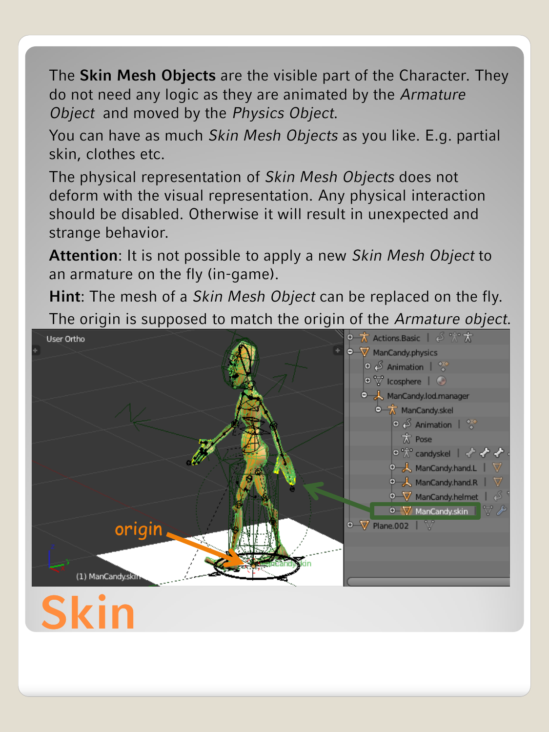# Skin

The **Skin Mesh Objects** are the visible part of the Character. They do not need any logic as they are animated by the *Armature Object* and moved by the *Physics Object*.

You can have as much *Skin Mesh Objects* as you like. E.g. partial skin, clothes etc.

The physical representation of *Skin Mesh Objects* does not deform with the visual representation. Any physical interaction should be disabled. Otherwise it will result in unexpected and strange behavior.

**Attention**: It is not possible to apply a new *Skin Mesh Object* to an armature on the fly (in-game).

**Hint**: The mesh of a *Skin Mesh Object* can be replaced on the fly.

The origin is supposed to match the origin of the *Armature object*.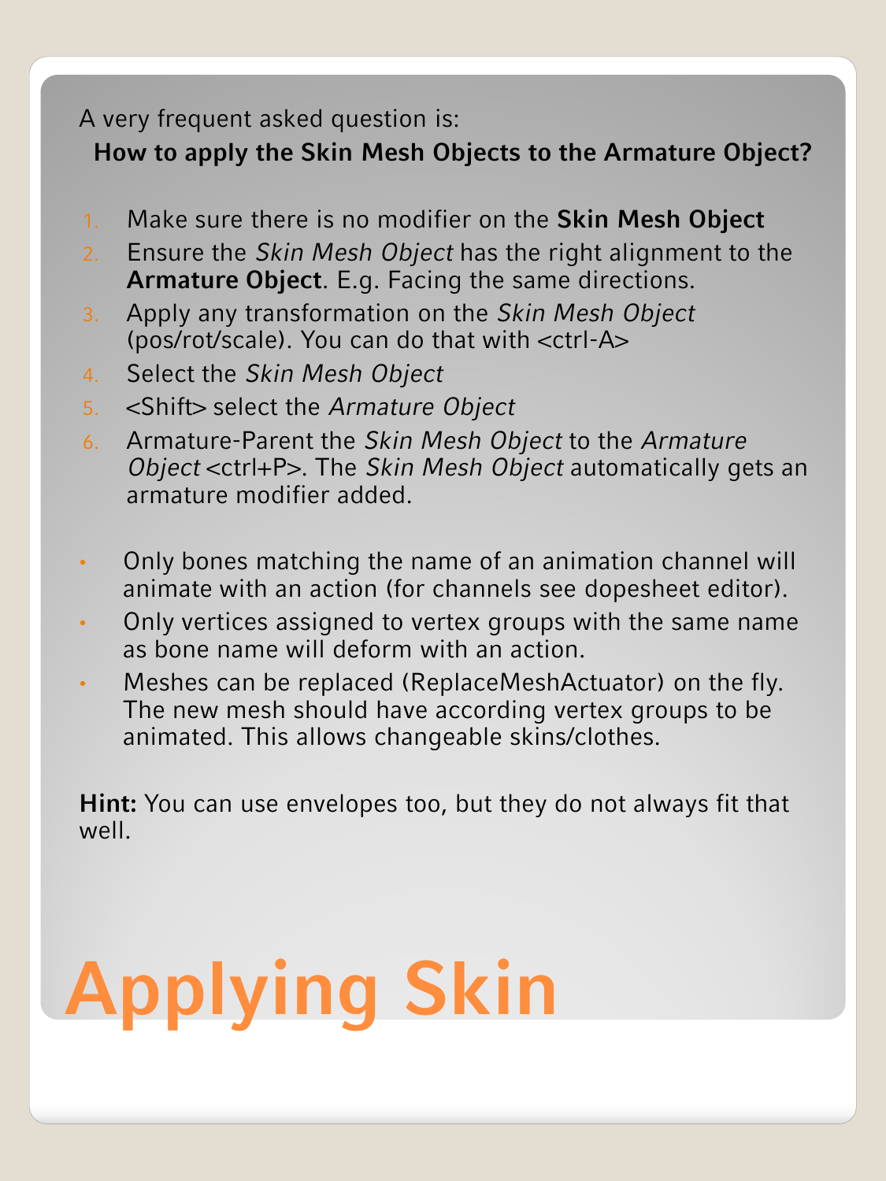# Applying Skin

A very frequent asked question is:

**How to apply the Skin Mesh Objects to the Armature Object?**

1. Make sure there is no modifier on the **Skin Mesh Object**
2. Ensure the *Skin Mesh Object* has the right alignment to the **Armature Object**. E.g. Facing the same directions.
3. Apply any transformation on the *Skin Mesh Object* (pos/rot/scale). You can do that with <ctrl-A>
4. Select the *Skin Mesh Object*
5. <Shift> select the *Armature Object*
6. Armature-Parent the *Skin Mesh Object* to the *Armature Object* <ctrl+P>. The *Skin Mesh Object* automatically gets an armature modifier added.

- Only bones matching the name of an animation channel will animate with an action (for channels see dopesheet editor).
- Only vertices assigned to vertex groups with the same name as bone name will deform with an action.
- Meshes can be replaced (ReplaceMeshActuator) on the fly. The new mesh should have according vertex groups to be animated. This allows changeable skins/clothes.

**Hint:** You can use envelopes too, but they do not always fit that well.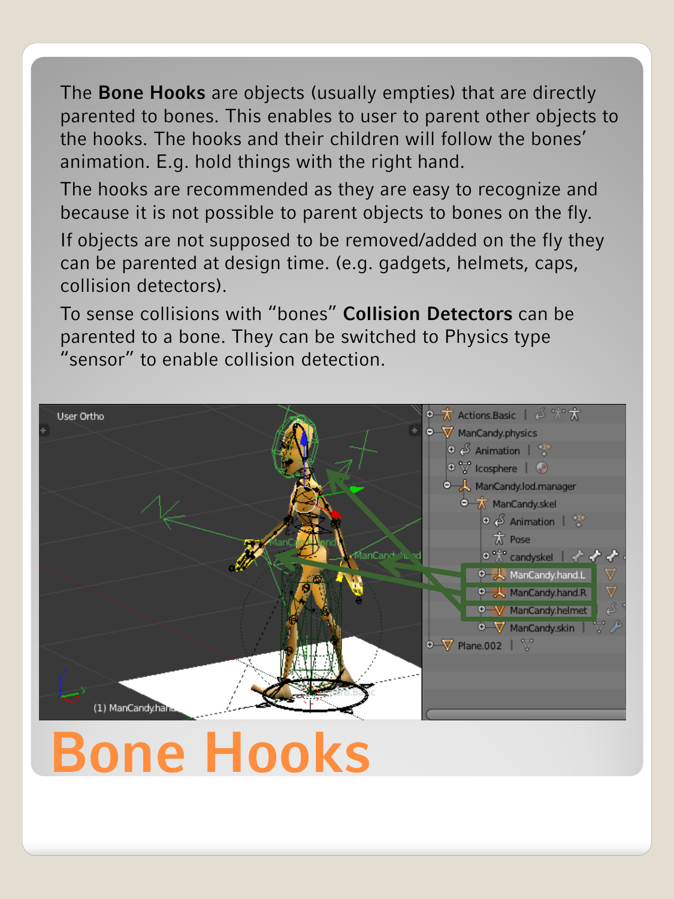# Bone Hooks

The **Bone Hooks** are objects (usually empties) that are directly parented to bones. This enables to user to parent other objects to the hooks. The hooks and their children will follow the bones' animation. E.g. hold things with the right hand.

The hooks are recommended as they are easy to recognize and because it is not possible to parent objects to bones on the fly.

If objects are not supposed to be removed/added on the fly they can be parented at design time. (e.g. gadgets, helmets, caps, collision detectors).

To sense collisions with "bones" **Collision Detectors** can be parented to a bone. They can be switched to Physics type "sensor" to enable collision detection.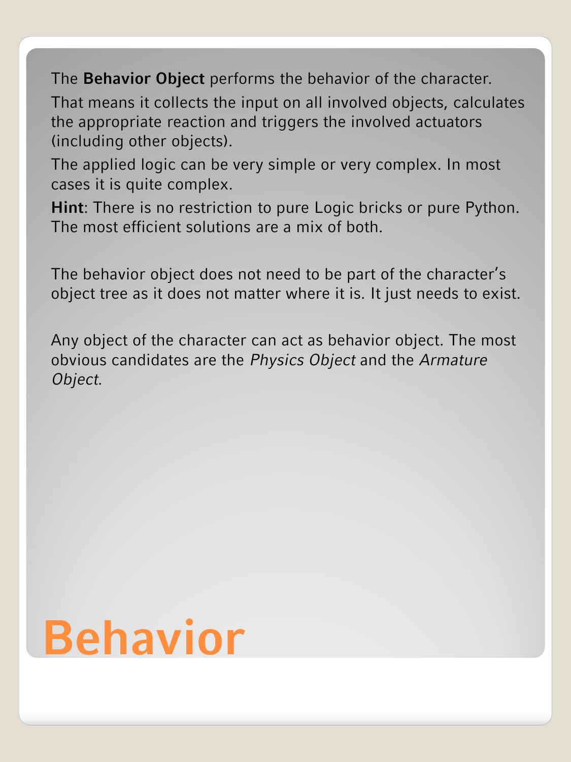# Behavior

The **Behavior Object** performs the behavior of the character.

That means it collects the input on all involved objects, calculates the appropriate reaction and triggers the involved actuators (including other objects).

The applied logic can be very simple or very complex. In most cases it is quite complex.

**Hint**: There is no restriction to pure Logic bricks or pure Python. The most efficient solutions are a mix of both.

The behavior object does not need to be part of the character's object tree as it does not matter where it is. It just needs to exist.

Any object of the character can act as behavior object. The most obvious candidates are the *Physics Object* and the *Armature Object*.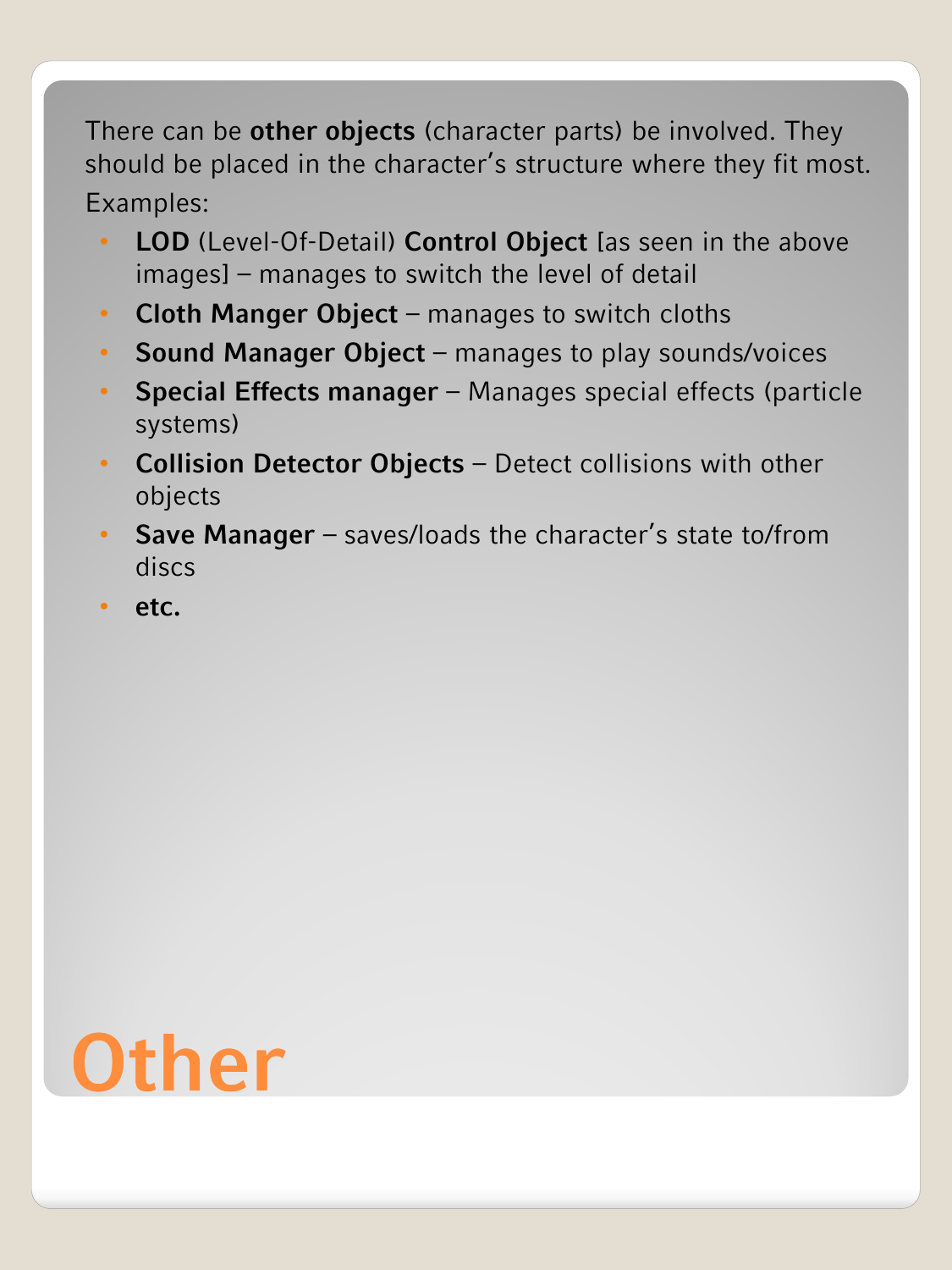# Other

There can be **other objects** (character parts) be involved. They should be placed in the character's structure where they fit most.

Examples:

- **LOD** (Level-Of-Detail) **Control Object** [as seen in the above images] – manages to switch the level of detail
- **Cloth Manger Object** – manages to switch cloths
- **Sound Manager Object** – manages to play sounds/voices
- **Special Effects manager** – Manages special effects (particle systems)
- **Collision Detector Objects** – Detect collisions with other objects
- **Save Manager** – saves/loads the character's state to/from discs
- **etc.**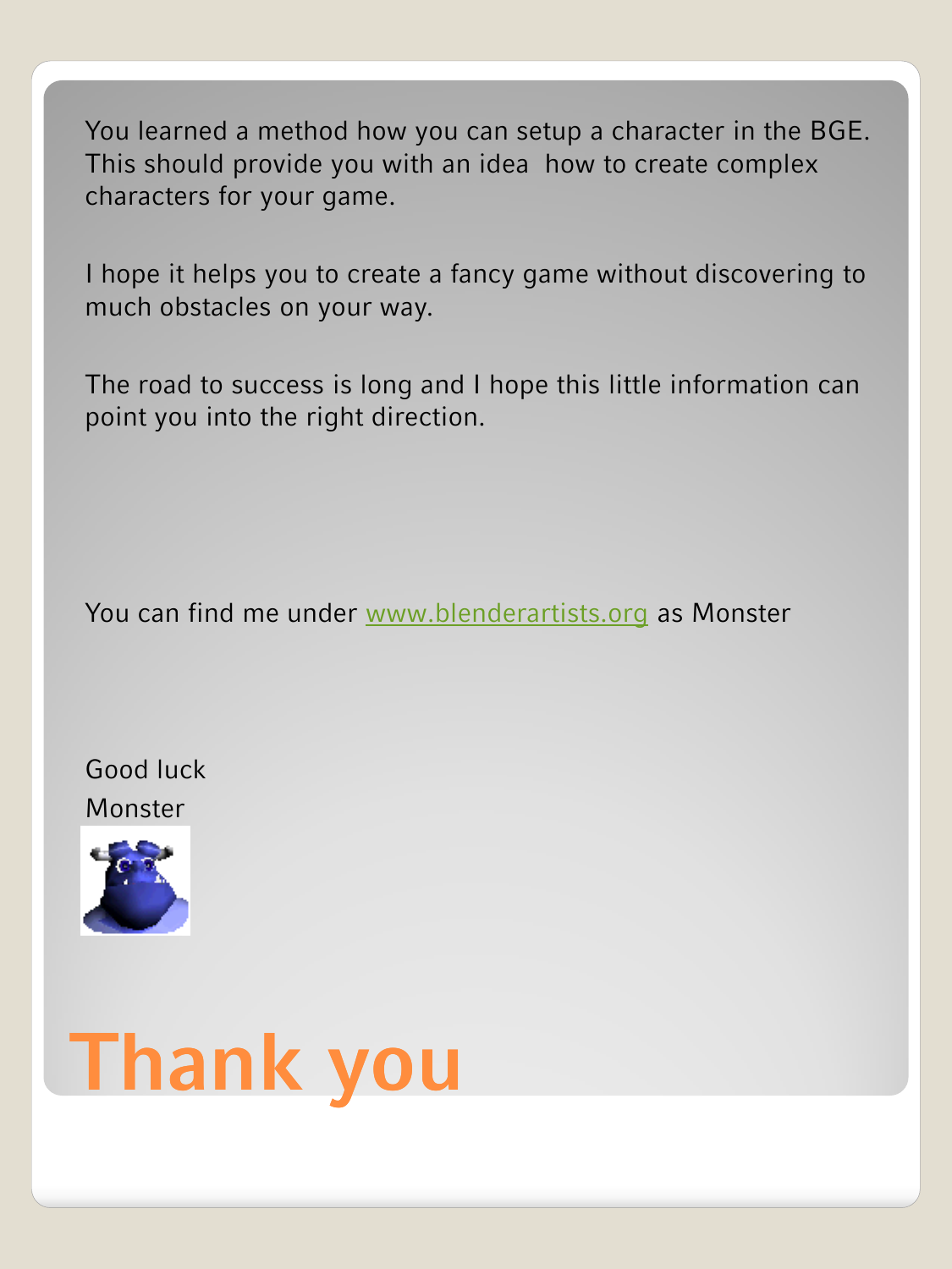You learned a method how you can setup a character in the BGE. This should provide you with an idea how to create complex characters for your game.

I hope it helps you to create a fancy game without discovering to much obstacles on your way.

The road to success is long and I hope this little information can point you into the right direction.

You can find me under [www.blenderartists.org](http://www.blenderartists.org) as Monster

Good luck

Monster

# Thank you